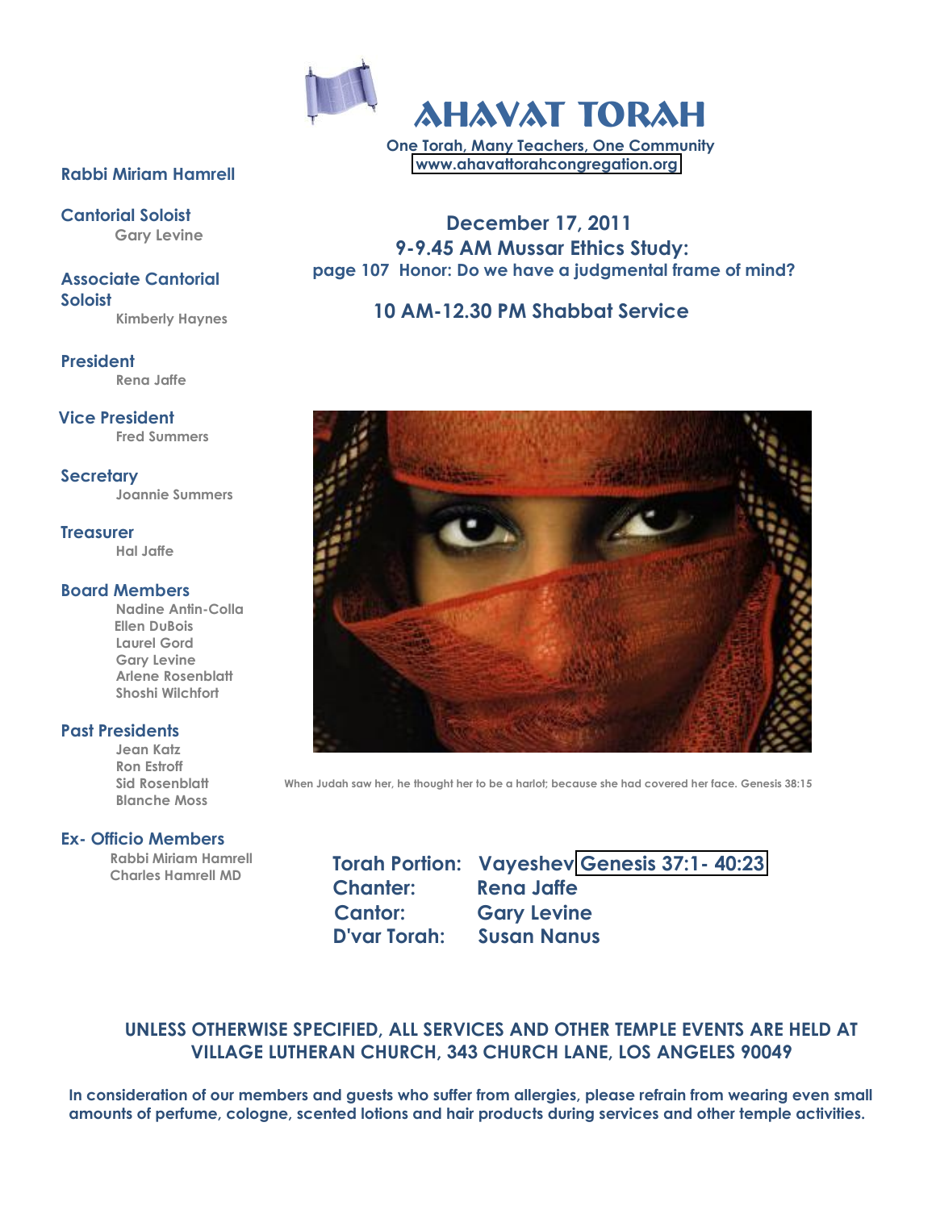# AHAVAT TORAH

One Torah, Many Teachers, One Community
www.ahavattorahcongregation.org

**Rabbi Miriam Hamrell**

**Cantorial Soloist**
Gary Levine

**Associate Cantorial Soloist**
Kimberly Haynes

**President**
Rena Jaffe

**Vice President**
Fred Summers

**Secretary**
Joannie Summers

**Treasurer**
Hal Jaffe

**Board Members**
Nadine Antin-Colla
Ellen DuBois
Laurel Gord
Gary Levine
Arlene Rosenblatt
Shoshi Wilchfort

**Past Presidents**
Jean Katz
Ron Estroff
Sid Rosenblatt
Blanche Moss

**Ex- Officio Members**
Rabbi Miriam Hamrell
Charles Hamrell MD

## December 17, 2011

### 9-9.45 AM Mussar Ethics Study:

page 107 Honor: Do we have a judgmental frame of mind?

### 10 AM-12.30 PM Shabbat Service

When Judah saw her, he thought her to be a harlot; because she had covered her face. Genesis 38:15

**Torah Portion:** Vayeshev Genesis 37:1- 40:23
**Chanter:** Rena Jaffe
**Cantor:** Gary Levine
**D'var Torah:** Susan Nanus

**UNLESS OTHERWISE SPECIFIED, ALL SERVICES AND OTHER TEMPLE EVENTS ARE HELD AT VILLAGE LUTHERAN CHURCH, 343 CHURCH LANE, LOS ANGELES 90049**

**In consideration of our members and guests who suffer from allergies, please refrain from wearing even small amounts of perfume, cologne, scented lotions and hair products during services and other temple activities.**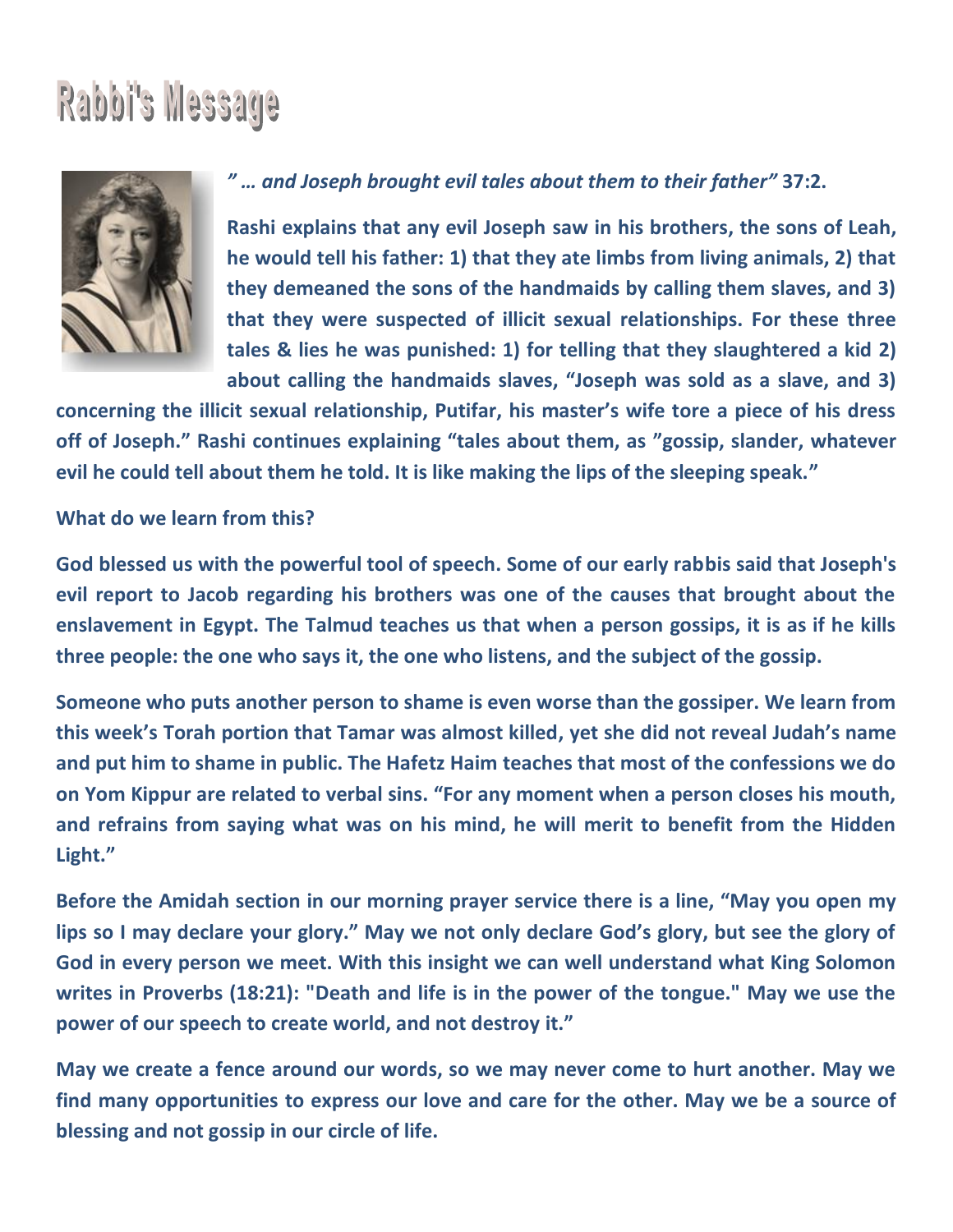# Rabbi's Message

***" … and Joseph brought evil tales about them to their father"* 37:2.**

**Rashi explains that any evil Joseph saw in his brothers, the sons of Leah, he would tell his father: 1) that they ate limbs from living animals, 2) that they demeaned the sons of the handmaids by calling them slaves, and 3) that they were suspected of illicit sexual relationships. For these three tales & lies he was punished: 1) for telling that they slaughtered a kid 2) about calling the handmaids slaves, "Joseph was sold as a slave, and 3) concerning the illicit sexual relationship, Putifar, his master's wife tore a piece of his dress off of Joseph." Rashi continues explaining "tales about them, as "gossip, slander, whatever evil he could tell about them he told. It is like making the lips of the sleeping speak."**

**What do we learn from this?**

**God blessed us with the powerful tool of speech. Some of our early rabbis said that Joseph's evil report to Jacob regarding his brothers was one of the causes that brought about the enslavement in Egypt. The Talmud teaches us that when a person gossips, it is as if he kills three people: the one who says it, the one who listens, and the subject of the gossip.**

**Someone who puts another person to shame is even worse than the gossiper. We learn from this week's Torah portion that Tamar was almost killed, yet she did not reveal Judah's name and put him to shame in public. The Hafetz Haim teaches that most of the confessions we do on Yom Kippur are related to verbal sins. "For any moment when a person closes his mouth, and refrains from saying what was on his mind, he will merit to benefit from the Hidden Light."**

**Before the Amidah section in our morning prayer service there is a line, "May you open my lips so I may declare your glory." May we not only declare God's glory, but see the glory of God in every person we meet. With this insight we can well understand what King Solomon writes in Proverbs (18:21): "Death and life is in the power of the tongue." May we use the power of our speech to create world, and not destroy it."**

**May we create a fence around our words, so we may never come to hurt another. May we find many opportunities to express our love and care for the other. May we be a source of blessing and not gossip in our circle of life.**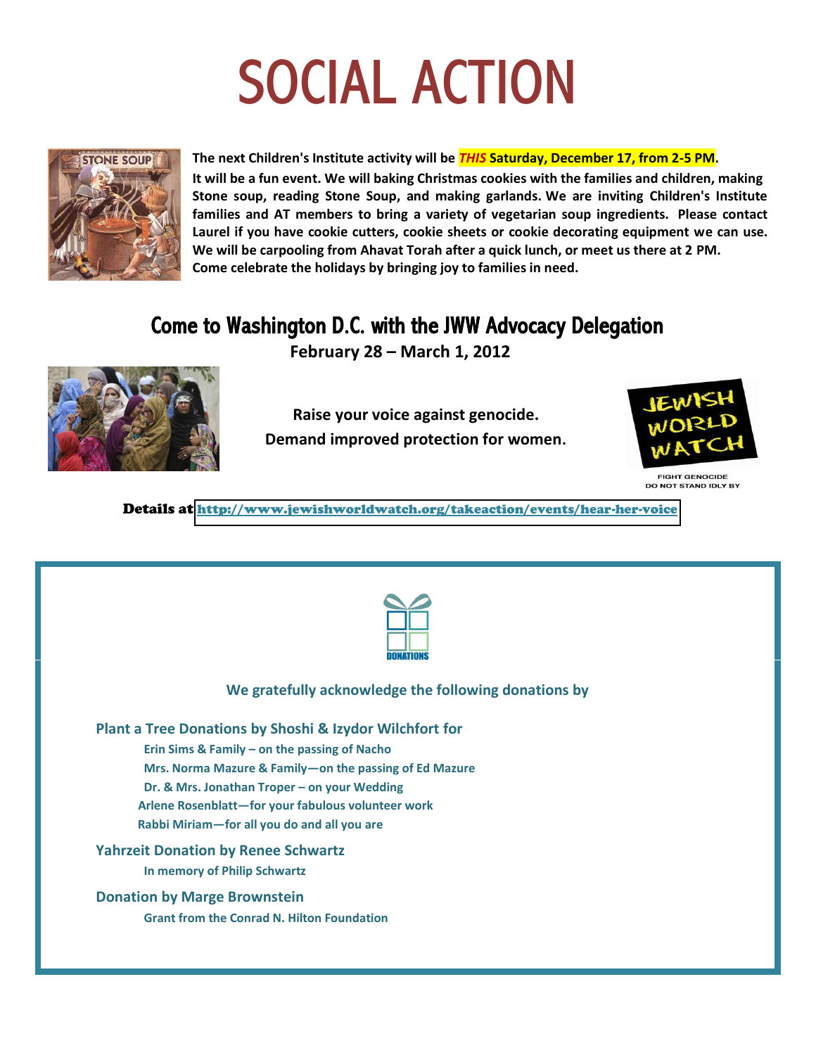# SOCIAL ACTION

**The next Children's Institute activity will be *THIS* Saturday, December 17, from 2-5 PM.**
**It will be a fun event. We will baking Christmas cookies with the families and children, making Stone soup, reading Stone Soup, and making garlands. We are inviting Children's Institute families and AT members to bring a variety of vegetarian soup ingredients. Please contact Laurel if you have cookie cutters, cookie sheets or cookie decorating equipment we can use. We will be carpooling from Ahavat Torah after a quick lunch, or meet us there at 2 PM.**
**Come celebrate the holidays by bringing joy to families in need.**

## Come to Washington D.C. with the JWW Advocacy Delegation

**February 28 – March 1, 2012**

**Raise your voice against genocide.**
**Demand improved protection for women.**

JEWISH WORLD WATCH
FIGHT GENOCIDE
DO NOT STAND IDLY BY

**Details at** http://www.jewishworldwatch.org/takeaction/events/hear-her-voice

DONATIONS

**We gratefully acknowledge the following donations by**

**Plant a Tree Donations by Shoshi & Izydor Wilchfort for**
- Erin Sims & Family – on the passing of Nacho
- Mrs. Norma Mazure & Family—on the passing of Ed Mazure
- Dr. & Mrs. Jonathan Troper – on your Wedding
- Arlene Rosenblatt—for your fabulous volunteer work
- Rabbi Miriam—for all you do and all you are

**Yahrzeit Donation by Renee Schwartz**
- In memory of Philip Schwartz

**Donation by Marge Brownstein**
- Grant from the Conrad N. Hilton Foundation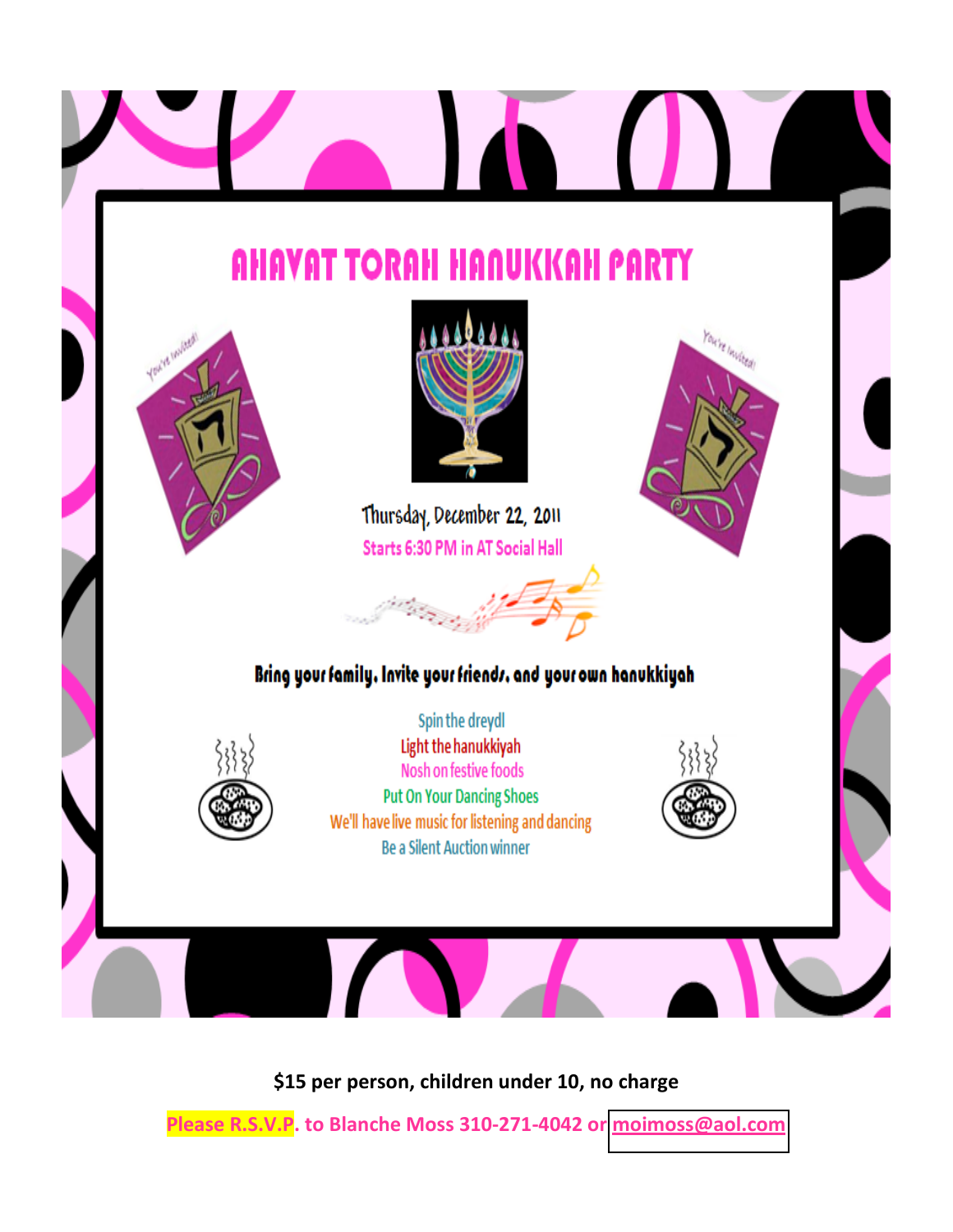# AHAVAT TORAH HANUKKAH PARTY

Thursday, December 22, 2011

Starts 6:30 PM in AT Social Hall

**Bring your family, Invite your friends, and your own hanukkiyah**

Spin the dreydl
Light the hanukkiyah
Nosh on festive foods
Put On Your Dancing Shoes
We'll have live music for listening and dancing
Be a Silent Auction winner

**$15 per person, children under 10, no charge**

**Please R.S.V.P. to Blanche Moss 310-271-4042 or moimoss@aol.com**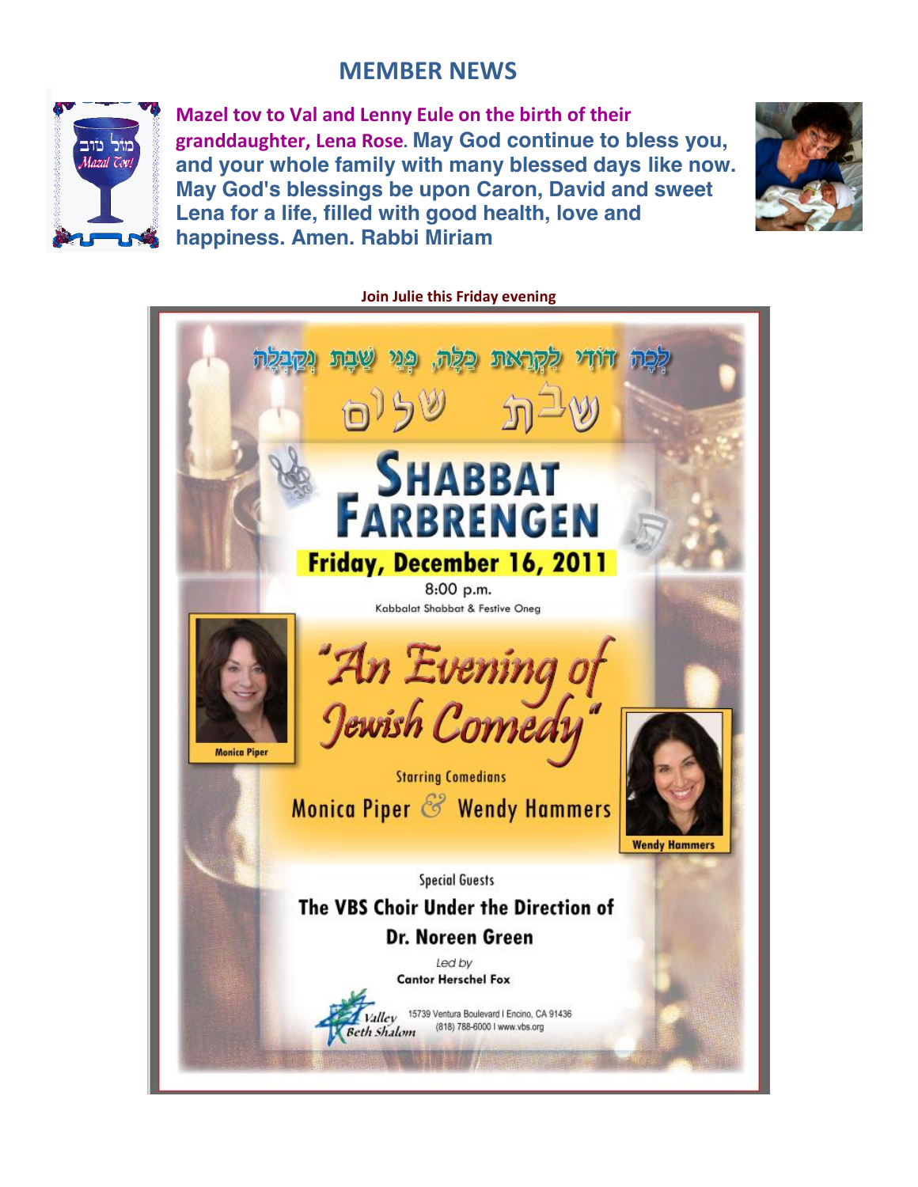# MEMBER NEWS

**Mazel tov to Val and Lenny Eule on the birth of their granddaughter, Lena Rose. May God continue to bless you, and your whole family with many blessed days like now. May God's blessings be upon Caron, David and sweet Lena for a life, filled with good health, love and happiness. Amen. Rabbi Miriam**

**Join Julie this Friday evening**

לְכָה דוֹדִי לִקְרַאת כַּלָּה, פְּנֵי שַׁבָּת נְקַבְּלָה

שבת שלום

# SHABBAT FARBRENGEN

**Friday, December 16, 2011**

8:00 p.m.

Kabbalat Shabbat & Festive Oneg

## "An Evening of Jewish Comedy"

Starring Comedians

**Monica Piper & Wendy Hammers**

Monica Piper

Wendy Hammers

Special Guests

**The VBS Choir Under the Direction of Dr. Noreen Green**

*Led by*

**Cantor Herschel Fox**

Valley Beth Shalom

15739 Ventura Boulevard | Encino, CA 91436

(818) 788-6000 | www.vbs.org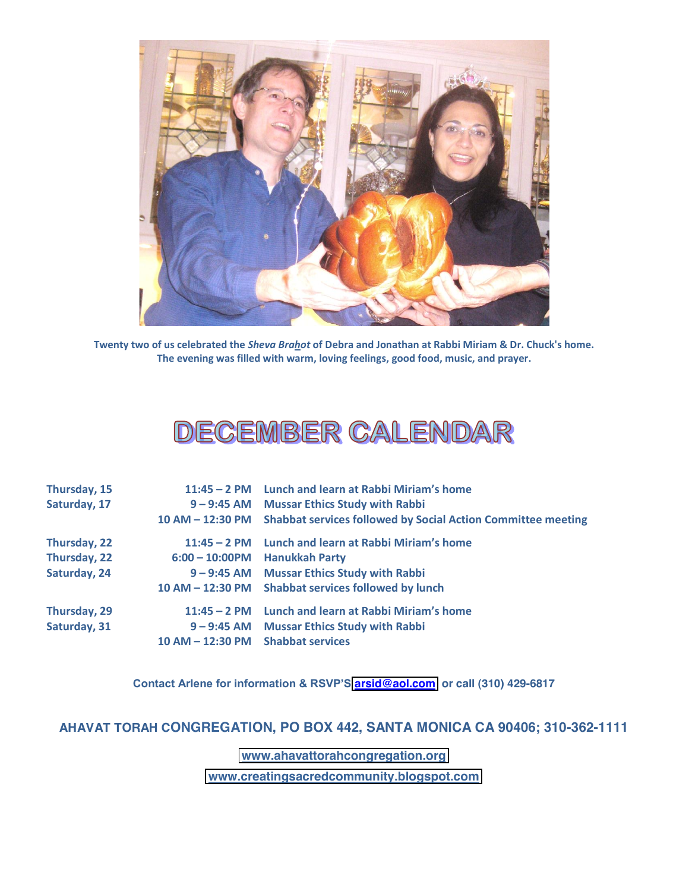Twenty two of us celebrated the *Sheva Brahot* of Debra and Jonathan at Rabbi Miriam & Dr. Chuck's home. The evening was filled with warm, loving feelings, good food, music, and prayer.

# DECEMBER CALENDAR

| | | |
|---|---|---|
| **Thursday, 15** | **11:45 – 2 PM** | **Lunch and learn at Rabbi Miriam's home** |
| **Saturday, 17** | **9 – 9:45 AM** | **Mussar Ethics Study with Rabbi** |
| | **10 AM – 12:30 PM** | **Shabbat services followed by Social Action Committee meeting** |
| **Thursday, 22** | **11:45 – 2 PM** | **Lunch and learn at Rabbi Miriam's home** |
| **Thursday, 22** | **6:00 – 10:00PM** | **Hanukkah Party** |
| **Saturday, 24** | **9 – 9:45 AM** | **Mussar Ethics Study with Rabbi** |
| | **10 AM – 12:30 PM** | **Shabbat services followed by lunch** |
| **Thursday, 29** | **11:45 – 2 PM** | **Lunch and learn at Rabbi Miriam's home** |
| **Saturday, 31** | **9 – 9:45 AM** | **Mussar Ethics Study with Rabbi** |
| | **10 AM – 12:30 PM** | **Shabbat services** |

**Contact Arlene for information & RSVP'S arsid@aol.com or call (310) 429-6817**

**AHAVAT TORAH CONGREGATION, PO BOX 442, SANTA MONICA CA 90406; 310-362-1111**

**www.ahavattorahcongregation.org**

**www.creatingsacredcommunity.blogspot.com**